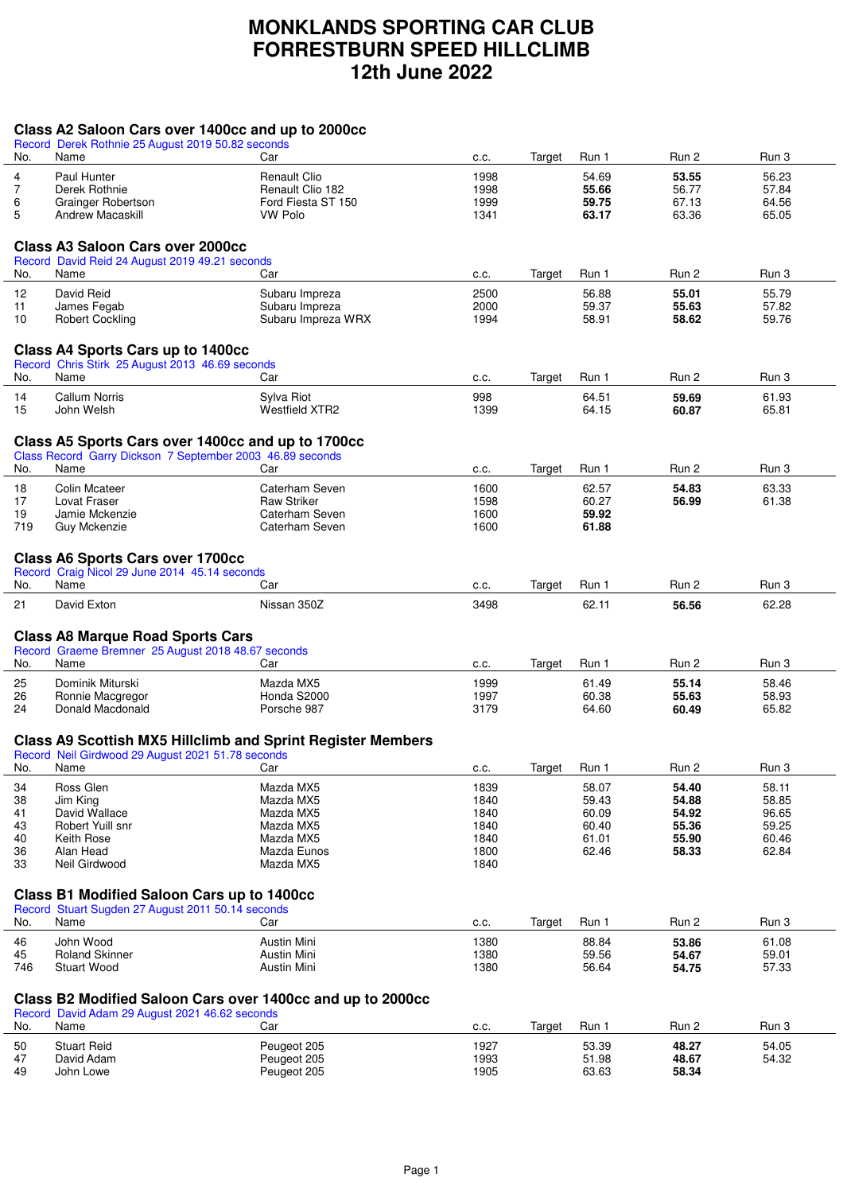# MONKLANDS SPORTING CAR CLUB
# FORRESTBURN SPEED HILLCLIMB
# 12th June 2022

## Class A2 Saloon Cars over 1400cc and up to 2000cc

Record Derek Rothnie 25 August 2019 50.82 seconds

| No. | Name | Car | c.c. | Target | Run 1 | Run 2 | Run 3 |
|---|---|---|---|---|---|---|---|
| 4 | Paul Hunter | Renault Clio | 1998 | | 54.69 | **53.55** | 56.23 |
| 7 | Derek Rothnie | Renault Clio 182 | 1998 | | **55.66** | 56.77 | 57.84 |
| 6 | Grainger Robertson | Ford Fiesta ST 150 | 1999 | | **59.75** | 67.13 | 64.56 |
| 5 | Andrew Macaskill | VW Polo | 1341 | | **63.17** | 63.36 | 65.05 |

## Class A3 Saloon Cars over 2000cc

Record David Reid 24 August 2019 49.21 seconds

| No. | Name | Car | c.c. | Target | Run 1 | Run 2 | Run 3 |
|---|---|---|---|---|---|---|---|
| 12 | David Reid | Subaru Impreza | 2500 | | 56.88 | **55.01** | 55.79 |
| 11 | James Fegab | Subaru Impreza | 2000 | | 59.37 | **55.63** | 57.82 |
| 10 | Robert Cockling | Subaru Impreza WRX | 1994 | | 58.91 | **58.62** | 59.76 |

## Class A4 Sports Cars up to 1400cc

Record Chris Stirk 25 August 2013 46.69 seconds

| No. | Name | Car | c.c. | Target | Run 1 | Run 2 | Run 3 |
|---|---|---|---|---|---|---|---|
| 14 | Callum Norris | Sylva Riot | 998 | | 64.51 | **59.69** | 61.93 |
| 15 | John Welsh | Westfield XTR2 | 1399 | | 64.15 | **60.87** | 65.81 |

## Class A5 Sports Cars over 1400cc and up to 1700cc

Class Record Garry Dickson 7 September 2003 46.89 seconds

| No. | Name | Car | c.c. | Target | Run 1 | Run 2 | Run 3 |
|---|---|---|---|---|---|---|---|
| 18 | Colin Mcateer | Caterham Seven | 1600 | | 62.57 | **54.83** | 63.33 |
| 17 | Lovat Fraser | Raw Striker | 1598 | | 60.27 | **56.99** | 61.38 |
| 19 | Jamie Mckenzie | Caterham Seven | 1600 | | **59.92** | | |
| 719 | Guy Mckenzie | Caterham Seven | 1600 | | **61.88** | | |

## Class A6 Sports Cars over 1700cc

Record Craig Nicol 29 June 2014 45.14 seconds

| No. | Name | Car | c.c. | Target | Run 1 | Run 2 | Run 3 |
|---|---|---|---|---|---|---|---|
| 21 | David Exton | Nissan 350Z | 3498 | | 62.11 | **56.56** | 62.28 |

## Class A8 Marque Road Sports Cars

Record Graeme Bremner 25 August 2018 48.67 seconds

| No. | Name | Car | c.c. | Target | Run 1 | Run 2 | Run 3 |
|---|---|---|---|---|---|---|---|
| 25 | Dominik Miturski | Mazda MX5 | 1999 | | 61.49 | **55.14** | 58.46 |
| 26 | Ronnie Macgregor | Honda S2000 | 1997 | | 60.38 | **55.63** | 58.93 |
| 24 | Donald Macdonald | Porsche 987 | 3179 | | 64.60 | **60.49** | 65.82 |

## Class A9 Scottish MX5 Hillclimb and Sprint Register Members

Record Neil Girdwood 29 August 2021 51.78 seconds

| No. | Name | Car | c.c. | Target | Run 1 | Run 2 | Run 3 |
|---|---|---|---|---|---|---|---|
| 34 | Ross Glen | Mazda MX5 | 1839 | | 58.07 | **54.40** | 58.11 |
| 38 | Jim King | Mazda MX5 | 1840 | | 59.43 | **54.88** | 58.85 |
| 41 | David Wallace | Mazda MX5 | 1840 | | 60.09 | **54.92** | 96.65 |
| 43 | Robert Yuill snr | Mazda MX5 | 1840 | | 60.40 | **55.36** | 59.25 |
| 40 | Keith Rose | Mazda MX5 | 1840 | | 61.01 | **55.90** | 60.46 |
| 36 | Alan Head | Mazda Eunos | 1800 | | 62.46 | **58.33** | 62.84 |
| 33 | Neil Girdwood | Mazda MX5 | 1840 | | | | |

## Class B1 Modified Saloon Cars up to 1400cc

Record Stuart Sugden 27 August 2011 50.14 seconds

| No. | Name | Car | c.c. | Target | Run 1 | Run 2 | Run 3 |
|---|---|---|---|---|---|---|---|
| 46 | John Wood | Austin Mini | 1380 | | 88.84 | **53.86** | 61.08 |
| 45 | Roland Skinner | Austin Mini | 1380 | | 59.56 | **54.67** | 59.01 |
| 746 | Stuart Wood | Austin Mini | 1380 | | 56.64 | **54.75** | 57.33 |

## Class B2 Modified Saloon Cars over 1400cc and up to 2000cc

Record David Adam 29 August 2021 46.62 seconds

| No. | Name | Car | c.c. | Target | Run 1 | Run 2 | Run 3 |
|---|---|---|---|---|---|---|---|
| 50 | Stuart Reid | Peugeot 205 | 1927 | | 53.39 | **48.27** | 54.05 |
| 47 | David Adam | Peugeot 205 | 1993 | | 51.98 | **48.67** | 54.32 |
| 49 | John Lowe | Peugeot 205 | 1905 | | 63.63 | **58.34** | |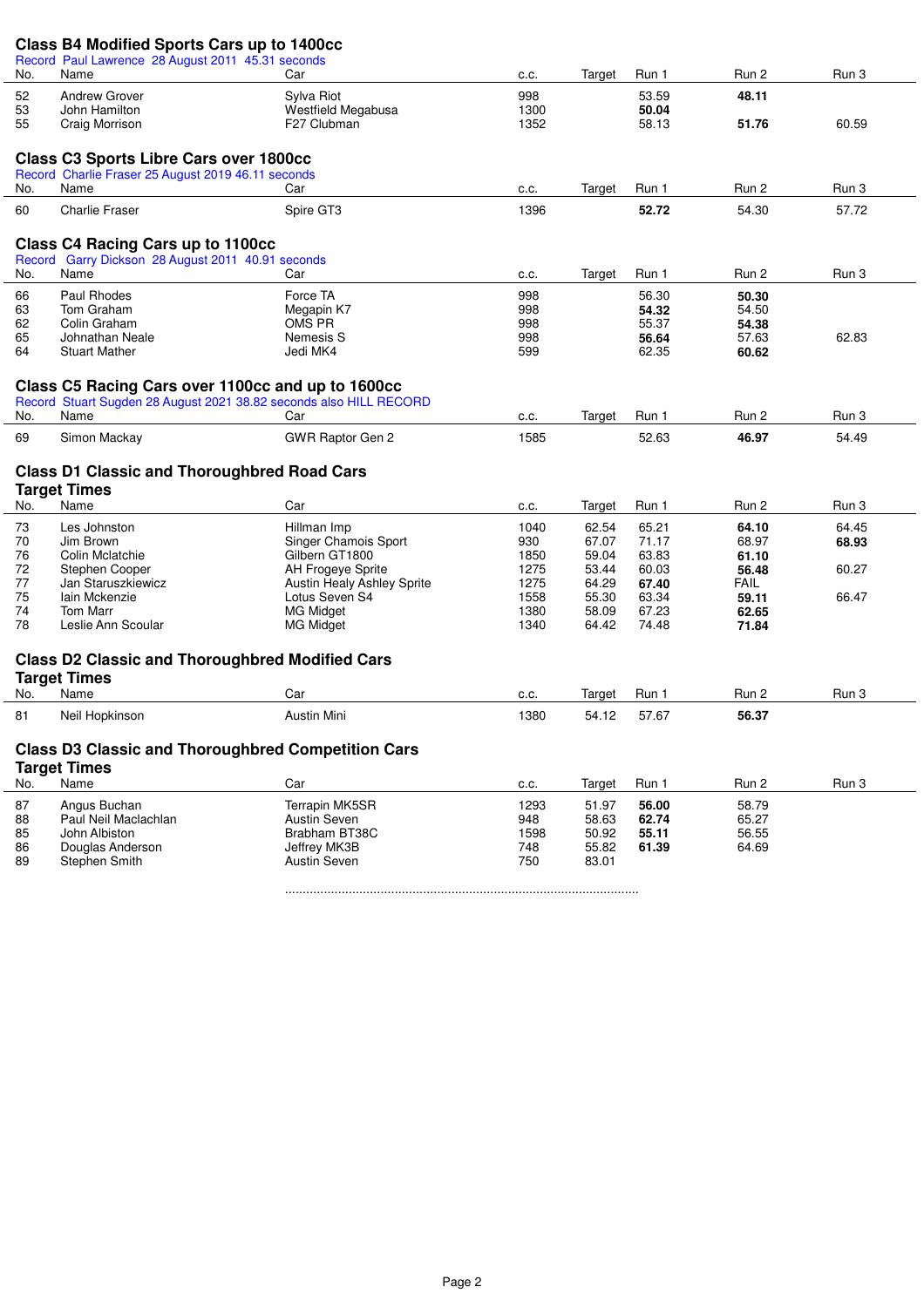## Class B4 Modified Sports Cars up to 1400cc

Record Paul Lawrence 28 August 2011 45.31 seconds

| No. | Name | Car | c.c. | Target | Run 1 | Run 2 | Run 3 |
|---|---|---|---|---|---|---|---|
| 52 | Andrew Grover | Sylva Riot | 998 | | 53.59 | **48.11** | |
| 53 | John Hamilton | Westfield Megabusa | 1300 | | **50.04** | | |
| 55 | Craig Morrison | F27 Clubman | 1352 | | 58.13 | **51.76** | 60.59 |

## Class C3 Sports Libre Cars over 1800cc

Record Charlie Fraser 25 August 2019 46.11 seconds

| No. | Name | Car | c.c. | Target | Run 1 | Run 2 | Run 3 |
|---|---|---|---|---|---|---|---|
| 60 | Charlie Fraser | Spire GT3 | 1396 | | **52.72** | 54.30 | 57.72 |

## Class C4 Racing Cars up to 1100cc

Record Garry Dickson 28 August 2011 40.91 seconds

| No. | Name | Car | c.c. | Target | Run 1 | Run 2 | Run 3 |
|---|---|---|---|---|---|---|---|
| 66 | Paul Rhodes | Force TA | 998 | | 56.30 | **50.30** | |
| 63 | Tom Graham | Megapin K7 | 998 | | **54.32** | 54.50 | |
| 62 | Colin Graham | OMS PR | 998 | | 55.37 | **54.38** | |
| 65 | Johnathan Neale | Nemesis S | 998 | | **56.64** | 57.63 | 62.83 |
| 64 | Stuart Mather | Jedi MK4 | 599 | | 62.35 | **60.62** | |

## Class C5 Racing Cars over 1100cc and up to 1600cc

Record Stuart Sugden 28 August 2021 38.82 seconds also HILL RECORD

| No. | Name | Car | c.c. | Target | Run 1 | Run 2 | Run 3 |
|---|---|---|---|---|---|---|---|
| 69 | Simon Mackay | GWR Raptor Gen 2 | 1585 | | 52.63 | **46.97** | 54.49 |

## Class D1 Classic and Thoroughbred Road Cars

### Target Times

| No. | Name | Car | c.c. | Target | Run 1 | Run 2 | Run 3 |
|---|---|---|---|---|---|---|---|
| 73 | Les Johnston | Hillman Imp | 1040 | 62.54 | 65.21 | **64.10** | 64.45 |
| 70 | Jim Brown | Singer Chamois Sport | 930 | 67.07 | 71.17 | 68.97 | **68.93** |
| 76 | Colin Mclatchie | Gilbern GT1800 | 1850 | 59.04 | 63.83 | **61.10** | |
| 72 | Stephen Cooper | AH Frogeye Sprite | 1275 | 53.44 | 60.03 | **56.48** | 60.27 |
| 77 | Jan Staruszkiewicz | Austin Healy Ashley Sprite | 1275 | 64.29 | **67.40** | FAIL | |
| 75 | Iain Mckenzie | Lotus Seven S4 | 1558 | 55.30 | 63.34 | **59.11** | 66.47 |
| 74 | Tom Marr | MG Midget | 1380 | 58.09 | 67.23 | **62.65** | |
| 78 | Leslie Ann Scoular | MG Midget | 1340 | 64.42 | 74.48 | **71.84** | |

## Class D2 Classic and Thoroughbred Modified Cars

### Target Times

| No. | Name | Car | c.c. | Target | Run 1 | Run 2 | Run 3 |
|---|---|---|---|---|---|---|---|
| 81 | Neil Hopkinson | Austin Mini | 1380 | 54.12 | 57.67 | **56.37** | |

## Class D3 Classic and Thoroughbred Competition Cars

### Target Times

| No. | Name | Car | c.c. | Target | Run 1 | Run 2 | Run 3 |
|---|---|---|---|---|---|---|---|
| 87 | Angus Buchan | Terrapin MK5SR | 1293 | 51.97 | **56.00** | 58.79 | |
| 88 | Paul Neil Maclachlan | Austin Seven | 948 | 58.63 | **62.74** | 65.27 | |
| 85 | John Albiston | Brabham BT38C | 1598 | 50.92 | **55.11** | 56.55 | |
| 86 | Douglas Anderson | Jeffrey MK3B | 748 | 55.82 | **61.39** | 64.69 | |
| 89 | Stephen Smith | Austin Seven | 750 | 83.01 | | | |

.....................................................................................................